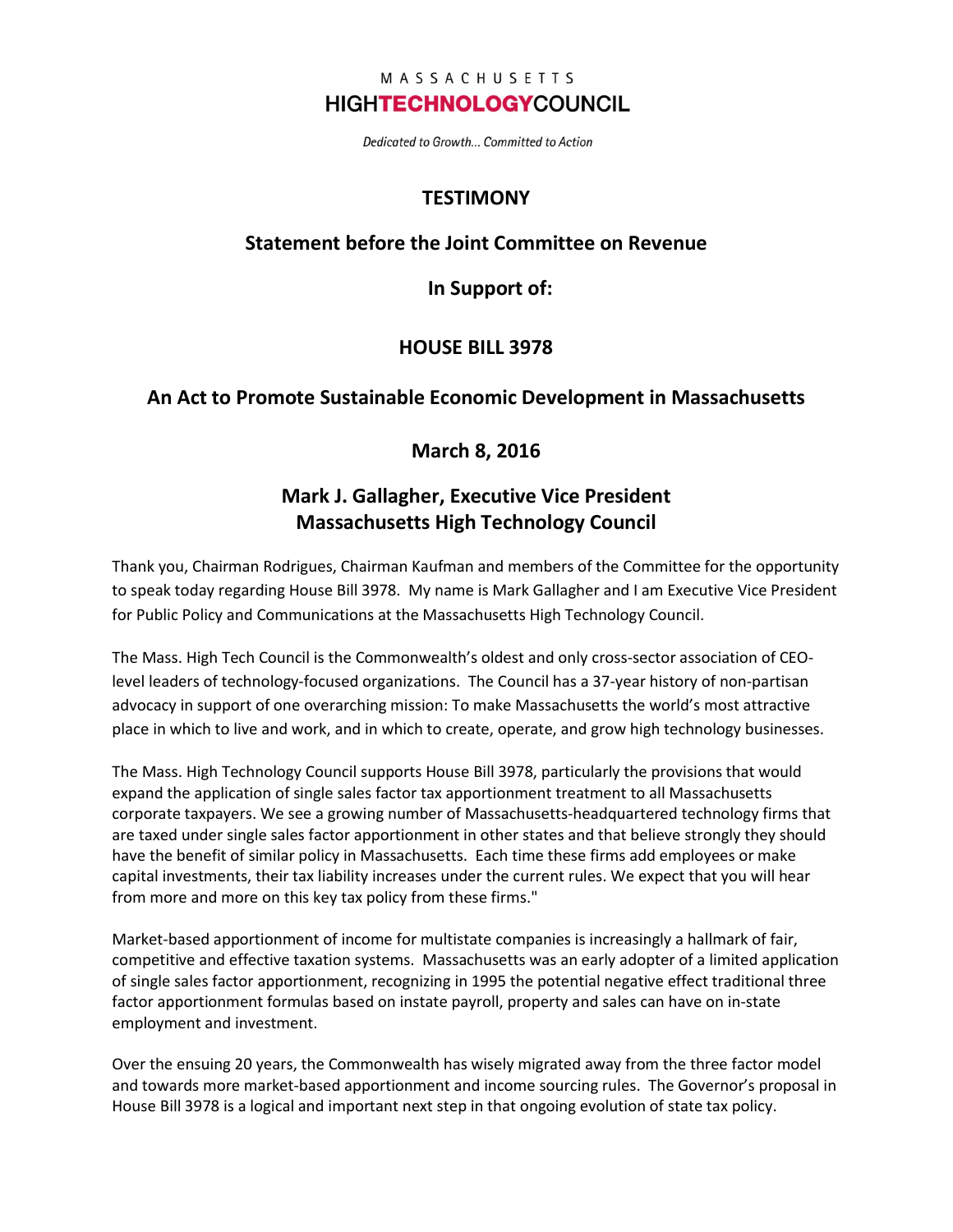MASSACHUSETTS
**HIGHTECHNOLOGYCOUNCIL**

*Dedicated to Growth... Committed to Action*

# TESTIMONY

## Statement before the Joint Committee on Revenue

## In Support of:

## HOUSE BILL 3978

## An Act to Promote Sustainable Economic Development in Massachusetts

## March 8, 2016

## Mark J. Gallagher, Executive Vice President
## Massachusetts High Technology Council

Thank you, Chairman Rodrigues, Chairman Kaufman and members of the Committee for the opportunity to speak today regarding House Bill 3978. My name is Mark Gallagher and I am Executive Vice President for Public Policy and Communications at the Massachusetts High Technology Council.

The Mass. High Tech Council is the Commonwealth's oldest and only cross-sector association of CEO-level leaders of technology-focused organizations. The Council has a 37-year history of non-partisan advocacy in support of one overarching mission: To make Massachusetts the world's most attractive place in which to live and work, and in which to create, operate, and grow high technology businesses.

The Mass. High Technology Council supports House Bill 3978, particularly the provisions that would expand the application of single sales factor tax apportionment treatment to all Massachusetts corporate taxpayers. We see a growing number of Massachusetts-headquartered technology firms that are taxed under single sales factor apportionment in other states and that believe strongly they should have the benefit of similar policy in Massachusetts. Each time these firms add employees or make capital investments, their tax liability increases under the current rules. We expect that you will hear from more and more on this key tax policy from these firms."

Market-based apportionment of income for multistate companies is increasingly a hallmark of fair, competitive and effective taxation systems. Massachusetts was an early adopter of a limited application of single sales factor apportionment, recognizing in 1995 the potential negative effect traditional three factor apportionment formulas based on instate payroll, property and sales can have on in-state employment and investment.

Over the ensuing 20 years, the Commonwealth has wisely migrated away from the three factor model and towards more market-based apportionment and income sourcing rules. The Governor's proposal in House Bill 3978 is a logical and important next step in that ongoing evolution of state tax policy.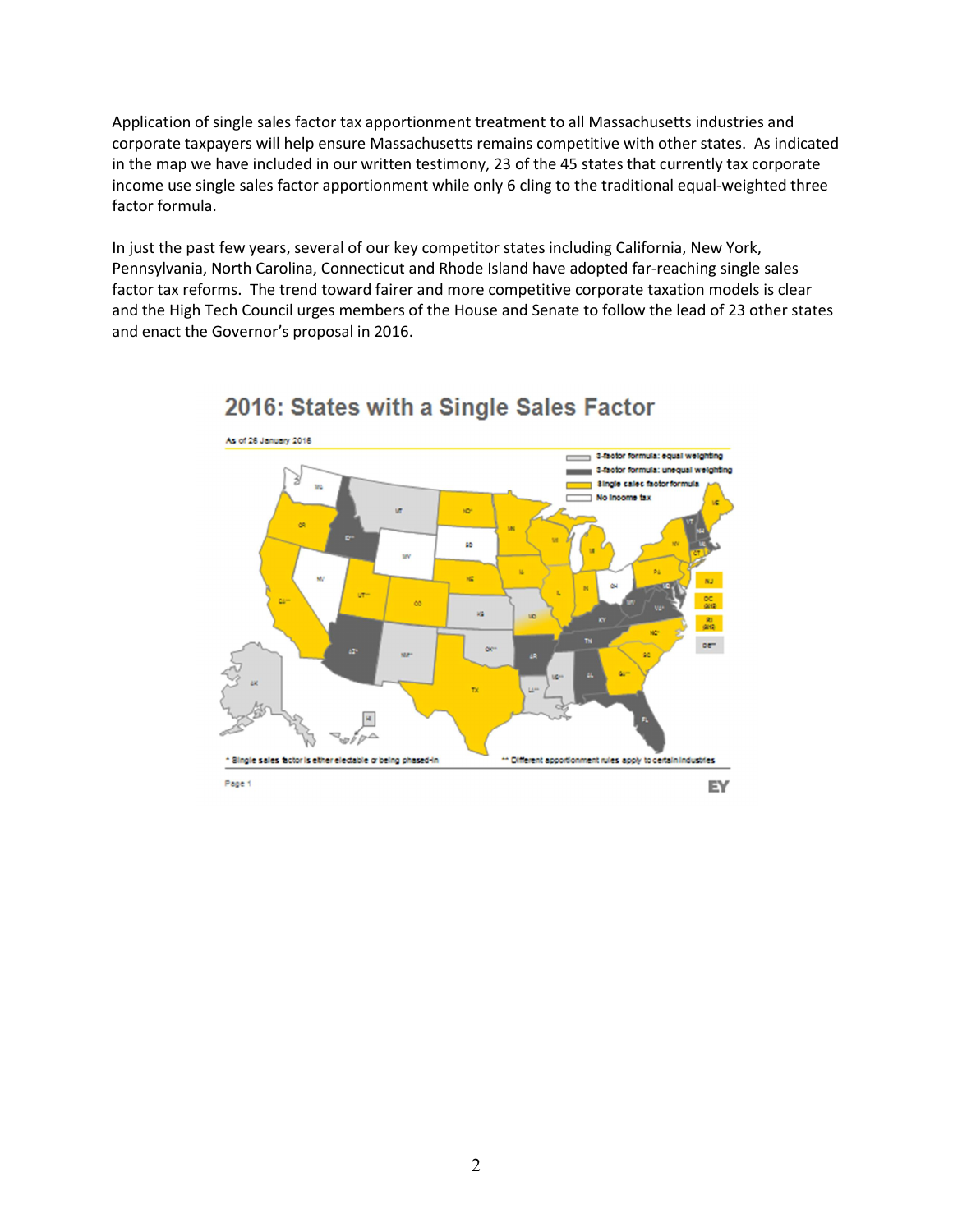Application of single sales factor tax apportionment treatment to all Massachusetts industries and corporate taxpayers will help ensure Massachusetts remains competitive with other states. As indicated in the map we have included in our written testimony, 23 of the 45 states that currently tax corporate income use single sales factor apportionment while only 6 cling to the traditional equal-weighted three factor formula.

In just the past few years, several of our key competitor states including California, New York, Pennsylvania, North Carolina, Connecticut and Rhode Island have adopted far-reaching single sales factor tax reforms. The trend toward fairer and more competitive corporate taxation models is clear and the High Tech Council urges members of the House and Senate to follow the lead of 23 other states and enact the Governor's proposal in 2016.

2016: States with a Single Sales Factor

As of 26 January 2016

3-factor formula: equal weighting
3-factor formula: unequal weighting
Single sales factor formula
No income tax

\* Single sales factor is either electable or being phased-in

\*\* Different apportionment rules apply to certain industries

Page 1

EY